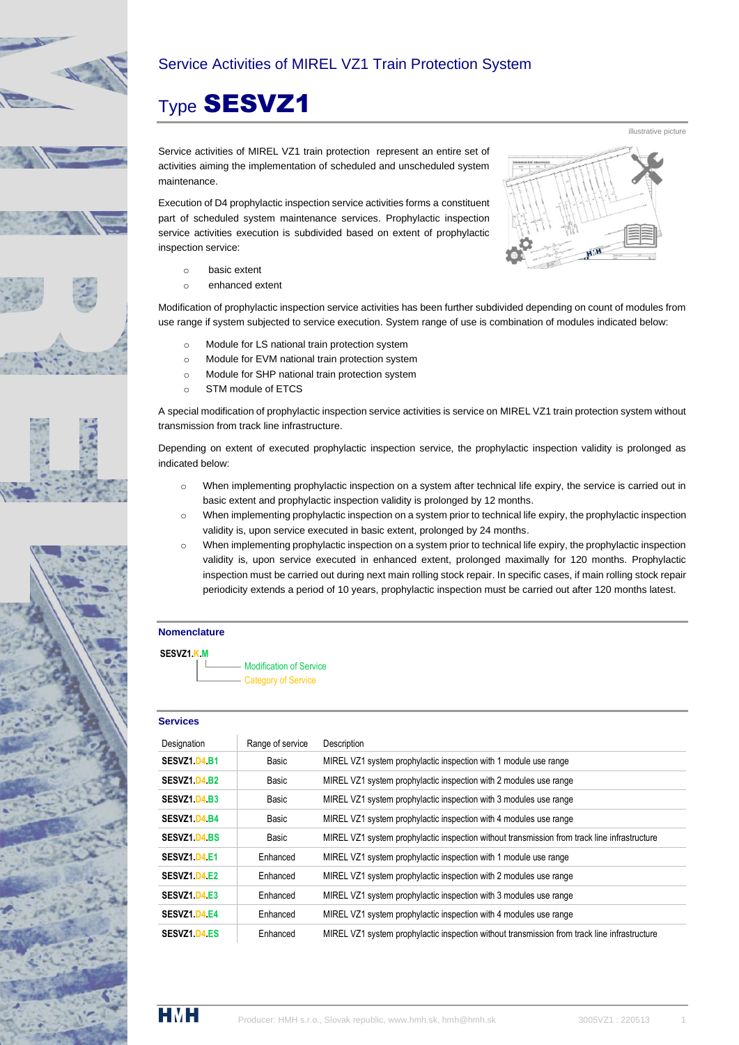Service Activities of MIREL VZ1 Train Protection System

# Type **SESVZ1**

illustrative picture

Service activities of MIREL VZ1 train protection represent an entire set of activities aiming the implementation of scheduled and unscheduled system maintenance.

Execution of D4 prophylactic inspection service activities forms a constituent part of scheduled system maintenance services. Prophylactic inspection service activities execution is subdivided based on extent of prophylactic inspection service:

- basic extent
- enhanced extent

Modification of prophylactic inspection service activities has been further subdivided depending on count of modules from use range if system subjected to service execution. System range of use is combination of modules indicated below:

- Module for LS national train protection system
- Module for EVM national train protection system
- Module for SHP national train protection system
- STM module of ETCS

A special modification of prophylactic inspection service activities is service on MIREL VZ1 train protection system without transmission from track line infrastructure.

Depending on extent of executed prophylactic inspection service, the prophylactic inspection validity is prolonged as indicated below:

- When implementing prophylactic inspection on a system after technical life expiry, the service is carried out in basic extent and prophylactic inspection validity is prolonged by 12 months.
- When implementing prophylactic inspection on a system prior to technical life expiry, the prophylactic inspection validity is, upon service executed in basic extent, prolonged by 24 months.
- When implementing prophylactic inspection on a system prior to technical life expiry, the prophylactic inspection validity is, upon service executed in enhanced extent, prolonged maximally for 120 months. Prophylactic inspection must be carried out during next main rolling stock repair. In specific cases, if main rolling stock repair periodicity extends a period of 10 years, prophylactic inspection must be carried out after 120 months latest.

## Nomenclature

**SESVZ1.K.M**

- M – Modification of Service
- K – Category of Service

## Services

| Designation | Range of service | Description |
|---|---|---|
| **SESVZ1.D4.B1** | Basic | MIREL VZ1 system prophylactic inspection with 1 module use range |
| **SESVZ1.D4.B2** | Basic | MIREL VZ1 system prophylactic inspection with 2 modules use range |
| **SESVZ1.D4.B3** | Basic | MIREL VZ1 system prophylactic inspection with 3 modules use range |
| **SESVZ1.D4.B4** | Basic | MIREL VZ1 system prophylactic inspection with 4 modules use range |
| **SESVZ1.D4.BS** | Basic | MIREL VZ1 system prophylactic inspection without transmission from track line infrastructure |
| **SESVZ1.D4.E1** | Enhanced | MIREL VZ1 system prophylactic inspection with 1 module use range |
| **SESVZ1.D4.E2** | Enhanced | MIREL VZ1 system prophylactic inspection with 2 modules use range |
| **SESVZ1.D4.E3** | Enhanced | MIREL VZ1 system prophylactic inspection with 3 modules use range |
| **SESVZ1.D4.E4** | Enhanced | MIREL VZ1 system prophylactic inspection with 4 modules use range |
| **SESVZ1.D4.ES** | Enhanced | MIREL VZ1 system prophylactic inspection without transmission from track line infrastructure |

Producer: HMH s.r.o., Slovak republic, www.hmh.sk, hmh@hmh.sk 3005VZ1 : 220513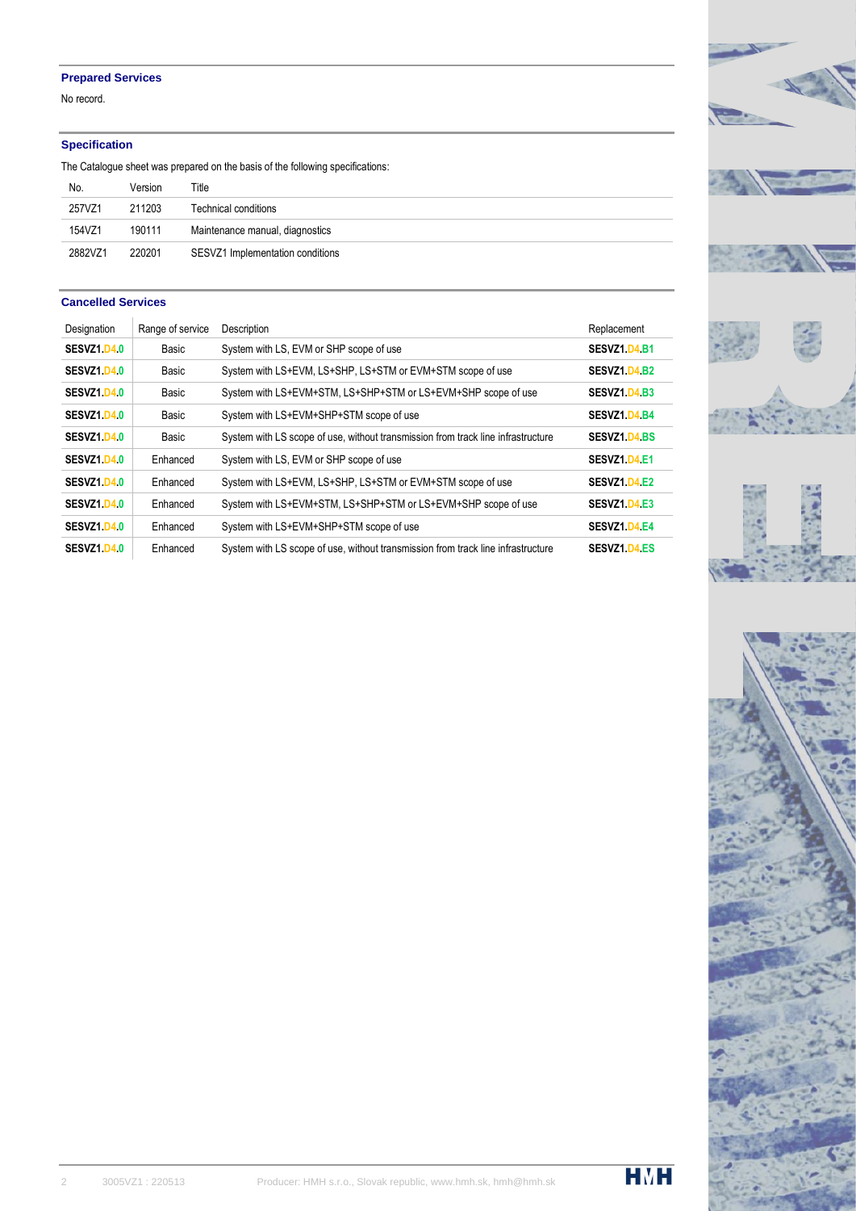## Prepared Services

No record.

## Specification

The Catalogue sheet was prepared on the basis of the following specifications:

| No. | Version | Title |
|---|---|---|
| 257VZ1 | 211203 | Technical conditions |
| 154VZ1 | 190111 | Maintenance manual, diagnostics |
| 2882VZ1 | 220201 | SESVZ1 Implementation conditions |

## Cancelled Services

| Designation | Range of service | Description | Replacement |
|---|---|---|---|
| **SESVZ1.D4.0** | Basic | System with LS, EVM or SHP scope of use | **SESVZ1.D4.B1** |
| **SESVZ1.D4.0** | Basic | System with LS+EVM, LS+SHP, LS+STM or EVM+STM scope of use | **SESVZ1.D4.B2** |
| **SESVZ1.D4.0** | Basic | System with LS+EVM+STM, LS+SHP+STM or LS+EVM+SHP scope of use | **SESVZ1.D4.B3** |
| **SESVZ1.D4.0** | Basic | System with LS+EVM+SHP+STM scope of use | **SESVZ1.D4.B4** |
| **SESVZ1.D4.0** | Basic | System with LS scope of use, without transmission from track line infrastructure | **SESVZ1.D4.BS** |
| **SESVZ1.D4.0** | Enhanced | System with LS, EVM or SHP scope of use | **SESVZ1.D4.E1** |
| **SESVZ1.D4.0** | Enhanced | System with LS+EVM, LS+SHP, LS+STM or EVM+STM scope of use | **SESVZ1.D4.E2** |
| **SESVZ1.D4.0** | Enhanced | System with LS+EVM+STM, LS+SHP+STM or LS+EVM+SHP scope of use | **SESVZ1.D4.E3** |
| **SESVZ1.D4.0** | Enhanced | System with LS+EVM+SHP+STM scope of use | **SESVZ1.D4.E4** |
| **SESVZ1.D4.0** | Enhanced | System with LS scope of use, without transmission from track line infrastructure | **SESVZ1.D4.ES** |